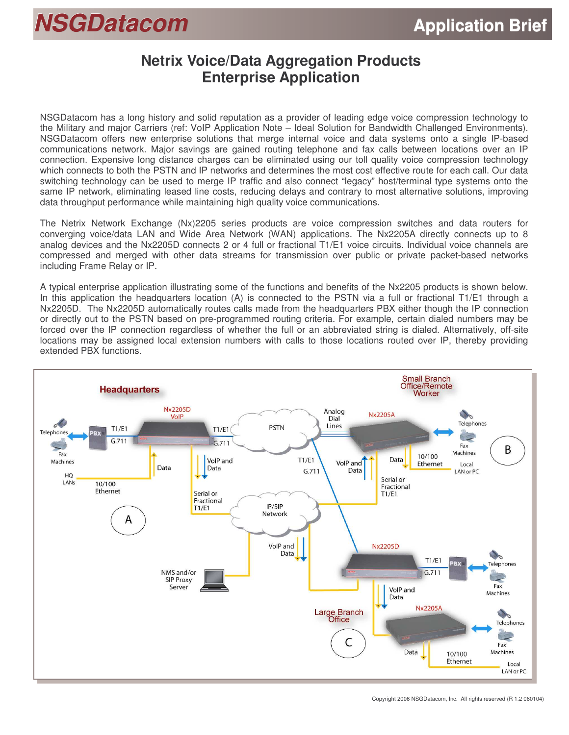# Netrix Voice/Data Aggregation Products
# Enterprise Application

NSGDatacom has a long history and solid reputation as a provider of leading edge voice compression technology to the Military and major Carriers (ref: VoIP Application Note – Ideal Solution for Bandwidth Challenged Environments). NSGDatacom offers new enterprise solutions that merge internal voice and data systems onto a single IP-based communications network. Major savings are gained routing telephone and fax calls between locations over an IP connection. Expensive long distance charges can be eliminated using our toll quality voice compression technology which connects to both the PSTN and IP networks and determines the most cost effective route for each call. Our data switching technology can be used to merge IP traffic and also connect "legacy" host/terminal type systems onto the same IP network, eliminating leased line costs, reducing delays and contrary to most alternative solutions, improving data throughput performance while maintaining high quality voice communications.

The Netrix Network Exchange (Nx)2205 series products are voice compression switches and data routers for converging voice/data LAN and Wide Area Network (WAN) applications. The Nx2205A directly connects up to 8 analog devices and the Nx2205D connects 2 or 4 full or fractional T1/E1 voice circuits. Individual voice channels are compressed and merged with other data streams for transmission over public or private packet-based networks including Frame Relay or IP.

A typical enterprise application illustrating some of the functions and benefits of the Nx2205 products is shown below. In this application the headquarters location (A) is connected to the PSTN via a full or fractional T1/E1 through a Nx2205D. The Nx2205D automatically routes calls made from the headquarters PBX either though the IP connection or directly out to the PSTN based on pre-programmed routing criteria. For example, certain dialed numbers may be forced over the IP connection regardless of whether the full or an abbreviated string is dialed. Alternatively, off-site locations may be assigned local extension numbers with calls to those locations routed over IP, thereby providing extended PBX functions.

Headquarters | Small Branch Office/Remote Worker | Large Branch Office

Telephones, Fax Machines, HQ LANs, PBX, T1/E1, G.711, Nx2205D VoIP, Data, 10/100 Ethernet, A, VoIP and Data, Serial or Fractional T1/E1, PSTN, IP/SIP Network, Analog Dial Lines, Nx2205A, Local LAN or PC, B, NMS and/or SIP Proxy Server, Nx2205D, C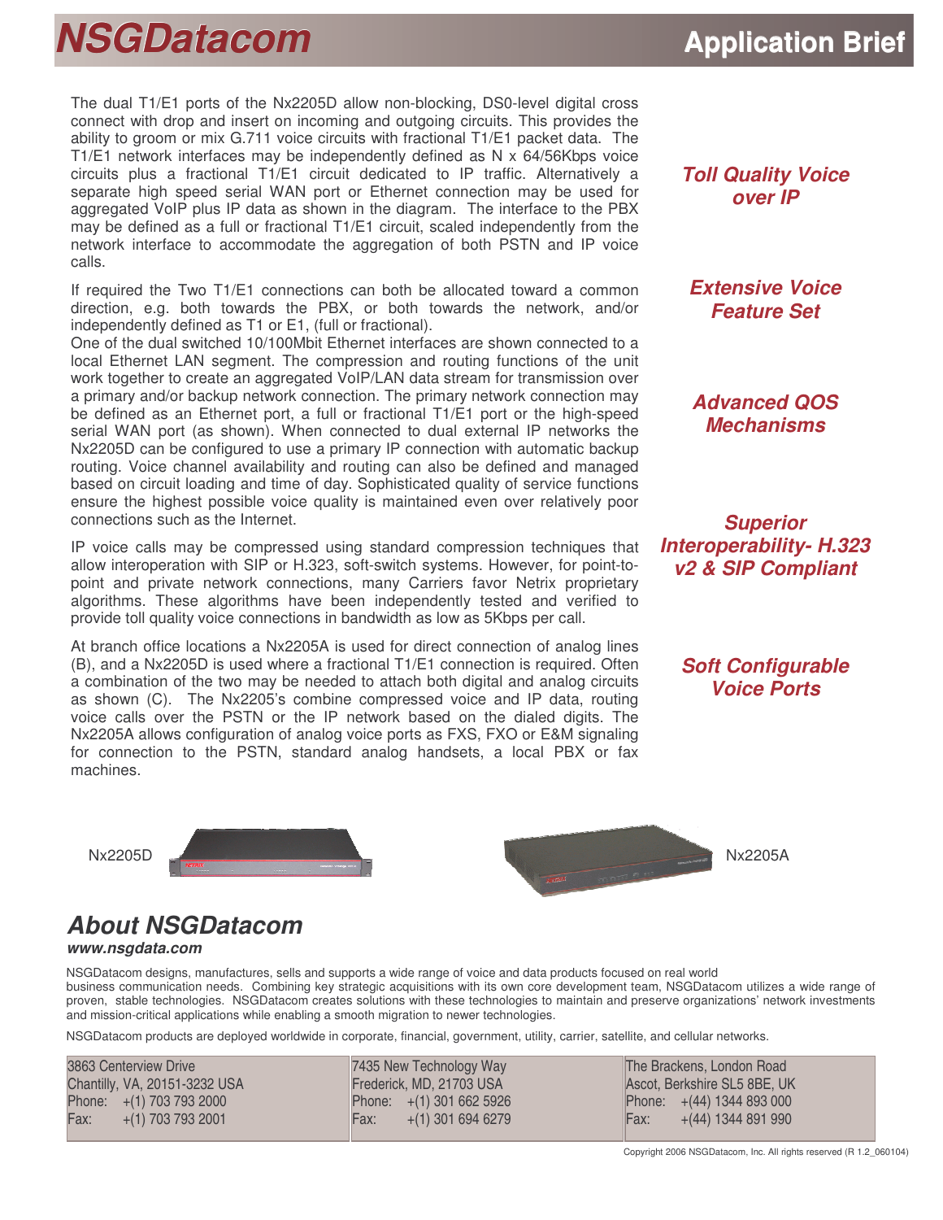The dual T1/E1 ports of the Nx2205D allow non-blocking, DS0-level digital cross connect with drop and insert on incoming and outgoing circuits. This provides the ability to groom or mix G.711 voice circuits with fractional T1/E1 packet data. The T1/E1 network interfaces may be independently defined as N x 64/56Kbps voice circuits plus a fractional T1/E1 circuit dedicated to IP traffic. Alternatively a separate high speed serial WAN port or Ethernet connection may be used for aggregated VoIP plus IP data as shown in the diagram. The interface to the PBX may be defined as a full or fractional T1/E1 circuit, scaled independently from the network interface to accommodate the aggregation of both PSTN and IP voice calls.

If required the Two T1/E1 connections can both be allocated toward a common direction, e.g. both towards the PBX, or both towards the network, and/or independently defined as T1 or E1, (full or fractional).
One of the dual switched 10/100Mbit Ethernet interfaces are shown connected to a local Ethernet LAN segment. The compression and routing functions of the unit work together to create an aggregated VoIP/LAN data stream for transmission over a primary and/or backup network connection. The primary network connection may be defined as an Ethernet port, a full or fractional T1/E1 port or the high-speed serial WAN port (as shown). When connected to dual external IP networks the Nx2205D can be configured to use a primary IP connection with automatic backup routing. Voice channel availability and routing can also be defined and managed based on circuit loading and time of day. Sophisticated quality of service functions ensure the highest possible voice quality is maintained even over relatively poor connections such as the Internet.

IP voice calls may be compressed using standard compression techniques that allow interoperation with SIP or H.323, soft-switch systems. However, for point-to-point and private network connections, many Carriers favor Netrix proprietary algorithms. These algorithms have been independently tested and verified to provide toll quality voice connections in bandwidth as low as 5Kbps per call.

At branch office locations a Nx2205A is used for direct connection of analog lines (B), and a Nx2205D is used where a fractional T1/E1 connection is required. Often a combination of the two may be needed to attach both digital and analog circuits as shown (C). The Nx2205's combine compressed voice and IP data, routing voice calls over the PSTN or the IP network based on the dialed digits. The Nx2205A allows configuration of analog voice ports as FXS, FXO or E&M signaling for connection to the PSTN, standard analog handsets, a local PBX or fax machines.

***Toll Quality Voice over IP***

***Extensive Voice Feature Set***

***Advanced QOS Mechanisms***

***Superior Interoperability- H.323 v2 & SIP Compliant***

***Soft Configurable Voice Ports***

Nx2205D

Nx2205A

## *About NSGDatacom*

***www.nsgdata.com***

NSGDatacom designs, manufactures, sells and supports a wide range of voice and data products focused on real world business communication needs. Combining key strategic acquisitions with its own core development team, NSGDatacom utilizes a wide range of proven, stable technologies. NSGDatacom creates solutions with these technologies to maintain and preserve organizations' network investments and mission-critical applications while enabling a smooth migration to newer technologies.

NSGDatacom products are deployed worldwide in corporate, financial, government, utility, carrier, satellite, and cellular networks.

| | | |
|---|---|---|
| 3863 Centerview Drive<br>Chantilly, VA, 20151-3232 USA<br>Phone: +(1) 703 793 2000<br>Fax: +(1) 703 793 2001 | 7435 New Technology Way<br>Frederick, MD, 21703 USA<br>Phone: +(1) 301 662 5926<br>Fax: +(1) 301 694 6279 | The Brackens, London Road<br>Ascot, Berkshire SL5 8BE, UK<br>Phone: +(44) 1344 893 000<br>Fax: +(44) 1344 891 990 |

Copyright 2006 NSGDatacom, Inc. All rights reserved (R 1.2_060104)